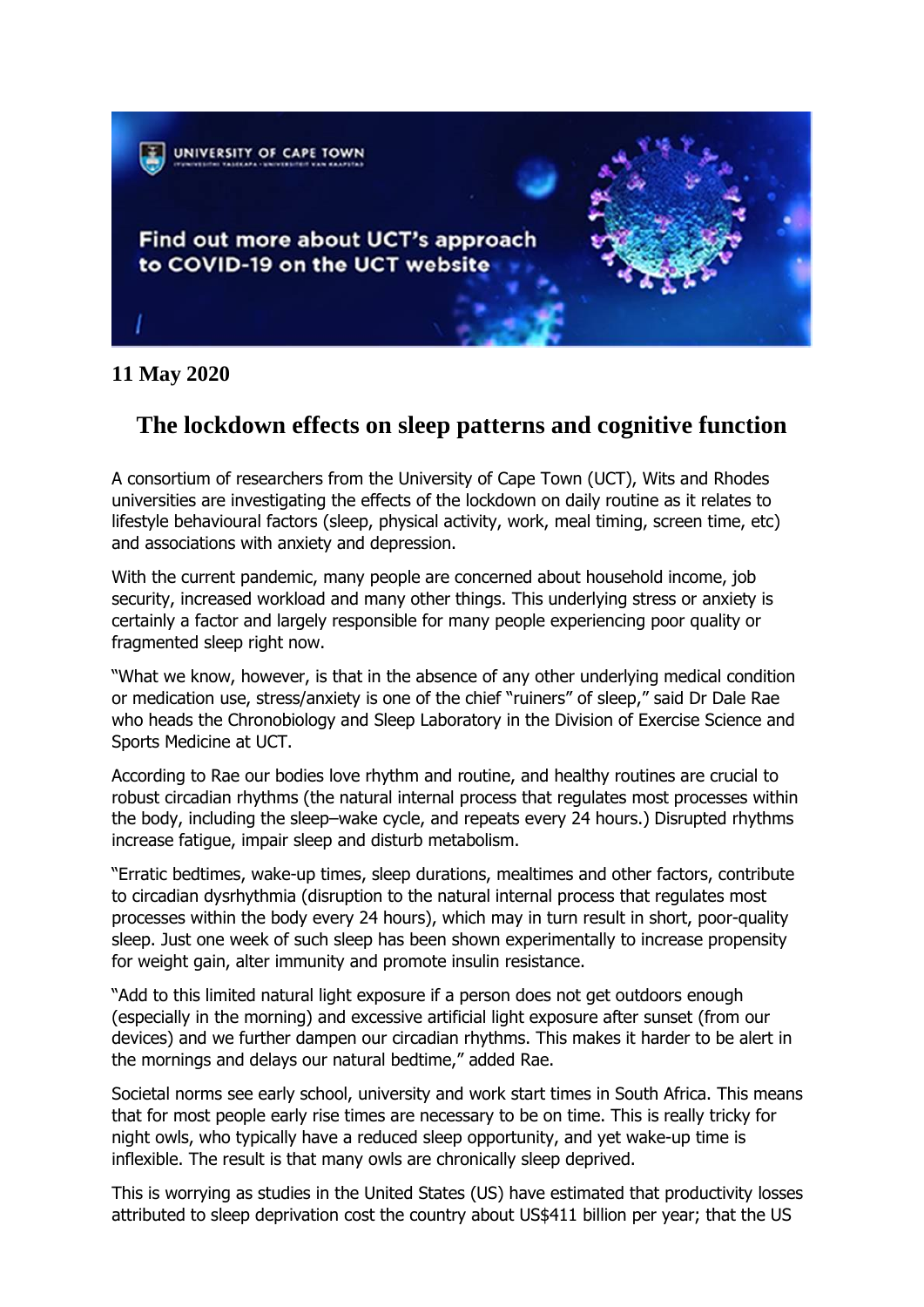**11 May 2020**

# The lockdown effects on sleep patterns and cognitive function

A consortium of researchers from the University of Cape Town (UCT), Wits and Rhodes universities are investigating the effects of the lockdown on daily routine as it relates to lifestyle behavioural factors (sleep, physical activity, work, meal timing, screen time, etc) and associations with anxiety and depression.

With the current pandemic, many people are concerned about household income, job security, increased workload and many other things. This underlying stress or anxiety is certainly a factor and largely responsible for many people experiencing poor quality or fragmented sleep right now.

"What we know, however, is that in the absence of any other underlying medical condition or medication use, stress/anxiety is one of the chief "ruiners" of sleep," said Dr Dale Rae who heads the Chronobiology and Sleep Laboratory in the Division of Exercise Science and Sports Medicine at UCT.

According to Rae our bodies love rhythm and routine, and healthy routines are crucial to robust circadian rhythms (the natural internal process that regulates most processes within the body, including the sleep–wake cycle, and repeats every 24 hours.) Disrupted rhythms increase fatigue, impair sleep and disturb metabolism.

"Erratic bedtimes, wake-up times, sleep durations, mealtimes and other factors, contribute to circadian dysrhythmia (disruption to the natural internal process that regulates most processes within the body every 24 hours), which may in turn result in short, poor-quality sleep. Just one week of such sleep has been shown experimentally to increase propensity for weight gain, alter immunity and promote insulin resistance.

"Add to this limited natural light exposure if a person does not get outdoors enough (especially in the morning) and excessive artificial light exposure after sunset (from our devices) and we further dampen our circadian rhythms. This makes it harder to be alert in the mornings and delays our natural bedtime," added Rae.

Societal norms see early school, university and work start times in South Africa. This means that for most people early rise times are necessary to be on time. This is really tricky for night owls, who typically have a reduced sleep opportunity, and yet wake-up time is inflexible. The result is that many owls are chronically sleep deprived.

This is worrying as studies in the United States (US) have estimated that productivity losses attributed to sleep deprivation cost the country about US$411 billion per year; that the US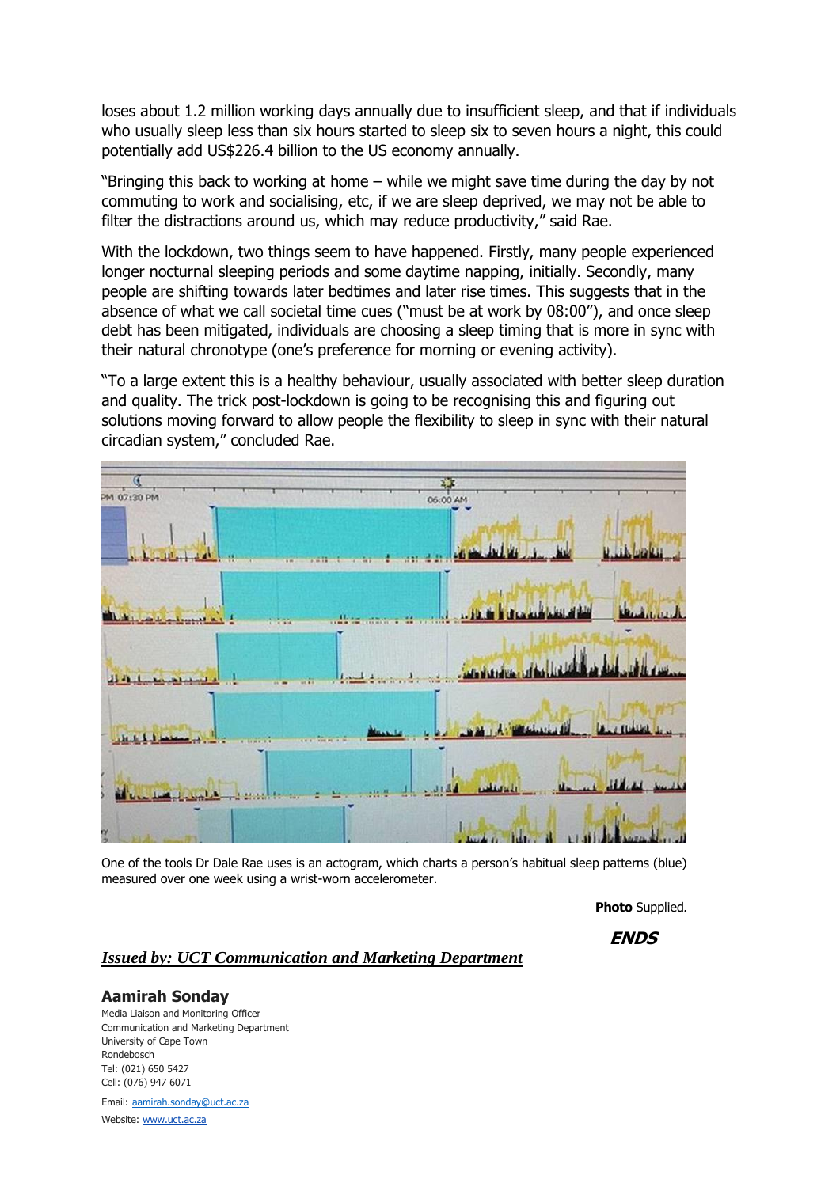loses about 1.2 million working days annually due to insufficient sleep, and that if individuals who usually sleep less than six hours started to sleep six to seven hours a night, this could potentially add US$226.4 billion to the US economy annually.

"Bringing this back to working at home – while we might save time during the day by not commuting to work and socialising, etc, if we are sleep deprived, we may not be able to filter the distractions around us, which may reduce productivity," said Rae.

With the lockdown, two things seem to have happened. Firstly, many people experienced longer nocturnal sleeping periods and some daytime napping, initially. Secondly, many people are shifting towards later bedtimes and later rise times. This suggests that in the absence of what we call societal time cues ("must be at work by 08:00"), and once sleep debt has been mitigated, individuals are choosing a sleep timing that is more in sync with their natural chronotype (one's preference for morning or evening activity).

"To a large extent this is a healthy behaviour, usually associated with better sleep duration and quality. The trick post-lockdown is going to be recognising this and figuring out solutions moving forward to allow people the flexibility to sleep in sync with their natural circadian system," concluded Rae.

PM 07:30 PM

06:00 AM

One of the tools Dr Dale Rae uses is an actogram, which charts a person's habitual sleep patterns (blue) measured over one week using a wrist-worn accelerometer.

**Photo** Supplied.

***ENDS***

***Issued by: UCT Communication and Marketing Department***

**Aamirah Sonday**
Media Liaison and Monitoring Officer
Communication and Marketing Department
University of Cape Town
Rondebosch
Tel: (021) 650 5427
Cell: (076) 947 6071

Email: aamirah.sonday@uct.ac.za
Website: www.uct.ac.za